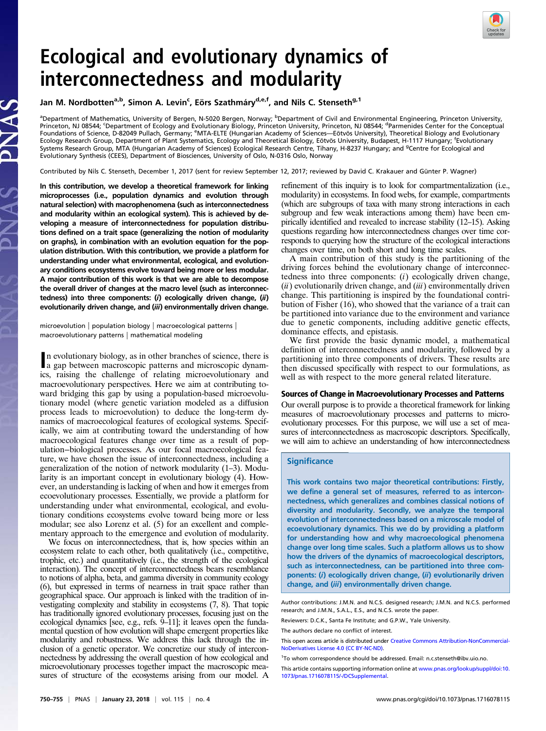# Ecological and evolutionary dynamics of interconnectedness and modularity

**Jan M. Nordbotten[a,b], Simon A. Levin[c], Eörs Szathmáry[d,e,f], and Nils C. Stenseth[g,1]**

[a]Department of Mathematics, University of Bergen, N-5020 Bergen, Norway; [b]Department of Civil and Environmental Engineering, Princeton University, Princeton, NJ 08544; [c]Department of Ecology and Evolutionary Biology, Princeton University, Princeton, NJ 08544; [d]Parmenides Center for the Conceptual Foundations of Science, D-82049 Pullach, Germany; [e]MTA-ELTE (Hungarian Academy of Sciences—Eötvös University), Theoretical Biology and Evolutionary Ecology Research Group, Department of Plant Systematics, Ecology and Theoretical Biology, Eötvös University, Budapest, H-1117 Hungary; [f]Evolutionary Systems Research Group, MTA (Hungarian Academy of Sciences) Ecological Research Centre, Tihany, H-8237 Hungary; and [g]Centre for Ecological and Evolutionary Synthesis (CEES), Department of Biosciences, University of Oslo, N-0316 Oslo, Norway

Contributed by Nils C. Stenseth, December 1, 2017 (sent for review September 12, 2017; reviewed by David C. Krakauer and Günter P. Wagner)

**In this contribution, we develop a theoretical framework for linking microprocesses (i.e., population dynamics and evolution through natural selection) with macrophenomena (such as interconnectedness and modularity within an ecological system). This is achieved by developing a measure of interconnectedness for population distributions defined on a trait space (generalizing the notion of modularity on graphs), in combination with an evolution equation for the population distribution. With this contribution, we provide a platform for understanding under what environmental, ecological, and evolutionary conditions ecosystems evolve toward being more or less modular. A major contribution of this work is that we are able to decompose the overall driver of changes at the macro level (such as interconnectedness) into three components: (*i*) ecologically driven change, (*ii*) evolutionarily driven change, and (*iii*) environmentally driven change.**

microevolution | population biology | macroecological patterns | macroevolutionary patterns | mathematical modeling

In evolutionary biology, as in other branches of science, there is a gap between macroscopic patterns and microscopic dynamics, raising the challenge of relating microevolutionary and macroevolutionary perspectives. Here we aim at contributing toward bridging this gap by using a population-based microevolutionary model (where genetic variation modeled as a diffusion process leads to microevolution) to deduce the long-term dynamics of macroecological features of ecological systems. Specifically, we aim at contributing toward the understanding of how macroecological features change over time as a result of population−biological processes. As our focal macroecological feature, we have chosen the issue of interconnectedness, including a generalization of the notion of network modularity (1–3). Modularity is an important concept in evolutionary biology (4). However, an understanding is lacking of when and how it emerges from ecoevolutionary processes. Essentially, we provide a platform for understanding under what environmental, ecological, and evolutionary conditions ecosystems evolve toward being more or less modular; see also Lorenz et al. (5) for an excellent and complementary approach to the emergence and evolution of modularity.

We focus on interconnectedness, that is, how species within an ecosystem relate to each other, both qualitatively (i.e., competitive, trophic, etc.) and quantitatively (i.e., the strength of the ecological interaction). The concept of interconnectedness bears resemblance to notions of alpha, beta, and gamma diversity in community ecology (6), but expressed in terms of nearness in trait space rather than geographical space. Our approach is linked with the tradition of investigating complexity and stability in ecosystems (7, 8). That topic has traditionally ignored evolutionary processes, focusing just on the ecological dynamics [see, e.g., refs. 9–11]; it leaves open the fundamental question of how evolution will shape emergent properties like modularity and robustness. We address this lack through the inclusion of a genetic operator. We concretize our study of interconnectedness by addressing the overall question of how ecological and microevolutionary processes together impact the macroscopic measures of structure of the ecosystems arising from our model. A refinement of this inquiry is to look for compartmentalization (i.e., modularity) in ecosystems. In food webs, for example, compartments (which are subgroups of taxa with many strong interactions in each subgroup and few weak interactions among them) have been empirically identified and revealed to increase stability (12–15). Asking questions regarding how interconnectedness changes over time corresponds to querying how the structure of the ecological interactions changes over time, on both short and long time scales.

A main contribution of this study is the partitioning of the driving forces behind the evolutionary change of interconnectedness into three components: (*i*) ecologically driven change, (*ii*) evolutionarily driven change, and (*iii*) environmentally driven change. This partitioning is inspired by the foundational contribution of Fisher (16), who showed that the variance of a trait can be partitioned into variance due to the environment and variance due to genetic components, including additive genetic effects, dominance effects, and epistasis.

We first provide the basic dynamic model, a mathematical definition of interconnectedness and modularity, followed by a partitioning into three components of drivers. These results are then discussed specifically with respect to our formulations, as well as with respect to the more general related literature.

## Sources of Change in Macroevolutionary Processes and Patterns

Our overall purpose is to provide a theoretical framework for linking measures of macroevolutionary processes and patterns to microevolutionary processes. For this purpose, we will use a set of measures of interconnectedness as macroscopic descriptors. Specifically, we will aim to achieve an understanding of how interconnectedness

### Significance

**This work contains two major theoretical contributions: Firstly, we define a general set of measures, referred to as interconnectedness, which generalizes and combines classical notions of diversity and modularity. Secondly, we analyze the temporal evolution of interconnectedness based on a microscale model of ecoevolutionary dynamics. This we do by providing a platform for understanding how and why macroecological phenomena change over long time scales. Such a platform allows us to show how the drivers of the dynamics of macroecological descriptors, such as interconnectedness, can be partitioned into three components: (*i*) ecologically driven change, (*ii*) evolutionarily driven change, and (*iii*) environmentally driven change.**

Author contributions: J.M.N. and N.C.S. designed research; J.M.N. and N.C.S. performed research; and J.M.N., S.A.L., E.S., and N.C.S. wrote the paper.

Reviewers: D.C.K., Santa Fe Institute; and G.P.W., Yale University.

The authors declare no conflict of interest.

This open access article is distributed under Creative Commons Attribution-NonCommercial-NoDerivatives License 4.0 (CC BY-NC-ND).

[1]To whom correspondence should be addressed. Email: n.c.stenseth@ibv.uio.no.

This article contains supporting information online at www.pnas.org/lookup/suppl/doi:10.1073/pnas.1716078115/-/DCSupplemental.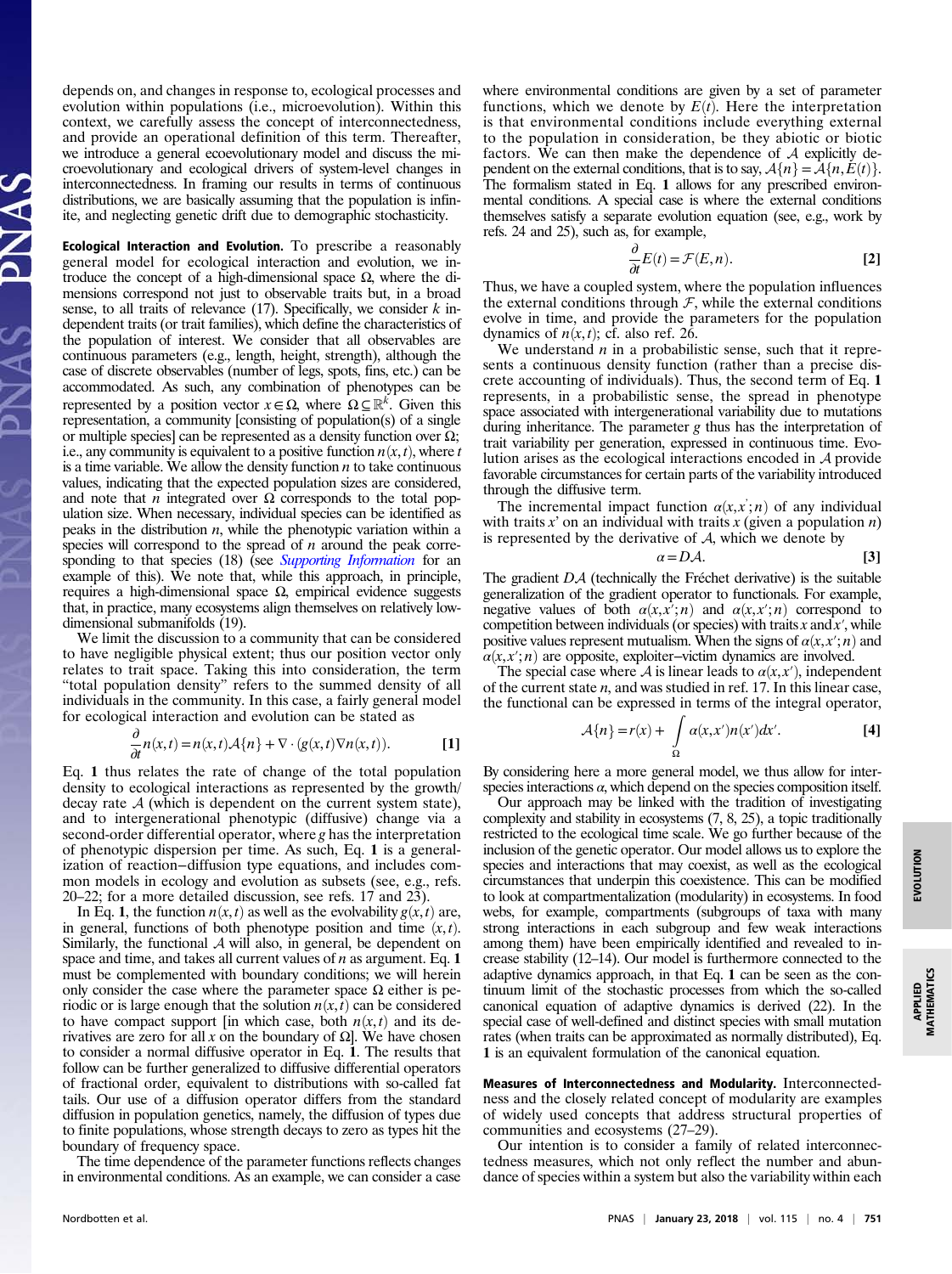depends on, and changes in response to, ecological processes and evolution within populations (i.e., microevolution). Within this context, we carefully assess the concept of interconnectedness, and provide an operational definition of this term. Thereafter, we introduce a general ecoevolutionary model and discuss the microevolutionary and ecological drivers of system-level changes in interconnectedness. In framing our results in terms of continuous distributions, we are basically assuming that the population is infinite, and neglecting genetic drift due to demographic stochasticity.

**Ecological Interaction and Evolution.** To prescribe a reasonably general model for ecological interaction and evolution, we introduce the concept of a high-dimensional space $\Omega$, where the dimensions correspond not just to observable traits but, in a broad sense, to all traits of relevance (17). Specifically, we consider $k$ independent traits (or trait families), which define the characteristics of the population of interest. We consider that all observables are continuous parameters (e.g., length, height, strength), although the case of discrete observables (number of legs, spots, fins, etc.) can be accommodated. As such, any combination of phenotypes can be represented by a position vector $x \in \Omega$, where $\Omega \subseteq \mathbb{R}^k$. Given this representation, a community [consisting of population(s) of a single or multiple species] can be represented as a density function over $\Omega$; i.e., any community is equivalent to a positive function $n(x,t)$, where $t$ is a time variable. We allow the density function $n$ to take continuous values, indicating that the expected population sizes are considered, and note that $n$ integrated over $\Omega$ corresponds to the total population size. When necessary, individual species can be identified as peaks in the distribution $n$, while the phenotypic variation within a species will correspond to the spread of $n$ around the peak corresponding to that species (18) (see *Supporting Information* for an example of this). We note that, while this approach, in principle, requires a high-dimensional space $\Omega$, empirical evidence suggests that, in practice, many ecosystems align themselves on relatively low-dimensional submanifolds (19).

We limit the discussion to a community that can be considered to have negligible physical extent; thus our position vector only relates to trait space. Taking this into consideration, the term "total population density" refers to the summed density of all individuals in the community. In this case, a fairly general model for ecological interaction and evolution can be stated as

$$\frac{\partial}{\partial t}n(x,t) = n(x,t)\mathcal{A}\{n\} + \nabla \cdot (g(x,t)\nabla n(x,t)). \qquad [1]$$

Eq. **1** thus relates the rate of change of the total population density to ecological interactions as represented by the growth/decay rate $\mathcal{A}$ (which is dependent on the current system state), and to intergenerational phenotypic (diffusive) change via a second-order differential operator, where $g$ has the interpretation of phenotypic dispersion per time. As such, Eq. **1** is a generalization of reaction–diffusion type equations, and includes common models in ecology and evolution as subsets (see, e.g., refs. 20–22; for a more detailed discussion, see refs. 17 and 23).

In Eq. **1**, the function $n(x,t)$ as well as the evolvability $g(x,t)$ are, in general, functions of both phenotype position and time $(x,t)$. Similarly, the functional $\mathcal{A}$ will also, in general, be dependent on space and time, and takes all current values of $n$ as argument. Eq. **1** must be complemented with boundary conditions; we will herein only consider the case where the parameter space $\Omega$ either is periodic or is large enough that the solution $n(x,t)$ can be considered to have compact support [in which case, both $n(x,t)$ and its derivatives are zero for all $x$ on the boundary of $\Omega$]. We have chosen to consider a normal diffusive operator in Eq. **1**. The results that follow can be further generalized to diffusive differential operators of fractional order, equivalent to distributions with so-called fat tails. Our use of a diffusion operator differs from the standard diffusion in population genetics, namely, the diffusion of types due to finite populations, whose strength decays to zero as types hit the boundary of frequency space.

The time dependence of the parameter functions reflects changes in environmental conditions. As an example, we can consider a case where environmental conditions are given by a set of parameter functions, which we denote by $E(t)$. Here the interpretation is that external conditions include everything external to the population in consideration, be they abiotic or biotic factors. We can then make the dependence of $\mathcal{A}$ explicitly dependent on the external conditions, that is to say, $\mathcal{A}\{n\} = \mathcal{A}\{n, E(t)\}$. The formalism stated in Eq. **1** allows for any prescribed environmental conditions. A special case is where the external conditions themselves satisfy a separate evolution equation (see, e.g., work by refs. 24 and 25), such as, for example,

$$\frac{\partial}{\partial t}E(t) = \mathcal{F}(E,n). \qquad [2]$$

Thus, we have a coupled system, where the population influences the external conditions through $\mathcal{F}$, while the external conditions evolve in time, and provide the parameters for the population dynamics of $n(x,t)$; cf. also ref. 26.

We understand $n$ in a probabilistic sense, such that it represents a continuous density function (rather than a precise discrete accounting of individuals). Thus, the second term of Eq. **1** represents, in a probabilistic sense, the spread in phenotype space associated with intergenerational variability due to mutations during inheritance. The parameter $g$ thus has the interpretation of trait variability per generation, expressed in continuous time. Evolution arises as the ecological interactions encoded in $\mathcal{A}$ provide favorable circumstances for certain parts of the variability introduced through the diffusive term.

The incremental impact function $\alpha(x,x';n)$ of any individual with traits $x'$ on an individual with traits $x$ (given a population $n$) is represented by the derivative of $\mathcal{A}$, which we denote by

$$\alpha = D\mathcal{A}. \qquad [3]$$

The gradient $D\mathcal{A}$ (technically the Fréchet derivative) is the suitable generalization of the gradient operator to functionals. For example, negative values of both $\alpha(x,x';n)$ and $\alpha(x,x';n)$ correspond to competition between individuals (or species) with traits $x$ and $x'$, while positive values represent mutualism. When the signs of $\alpha(x,x';n)$ and $\alpha(x,x';n)$ are opposite, exploiter–victim dynamics are involved.

The special case where $\mathcal{A}$ is linear leads to $\alpha(x,x')$, independent of the current state $n$, and was studied in ref. 17. In this linear case, the functional can be expressed in terms of the integral operator,

$$\mathcal{A}\{n\} = r(x) + \int_{\Omega} \alpha(x,x')n(x')dx'. \qquad [4]$$

By considering here a more general model, we thus allow for interspecies interactions $\alpha$, which depend on the species composition itself.

Our approach may be linked with the tradition of investigating complexity and stability in ecosystems (7, 8, 25), a topic traditionally restricted to the ecological time scale. We go further because of the inclusion of the genetic operator. Our model allows us to explore the species and interactions that may coexist, as well as the ecological circumstances that underpin this coexistence. This can be modified to look at compartmentalization (modularity) in ecosystems. In food webs, for example, compartments (subgroups of taxa with many strong interactions in each subgroup and few weak interactions among them) have been empirically identified and revealed to increase stability (12–14). Our model is furthermore connected to the adaptive dynamics approach, in that Eq. **1** can be seen as the continuum limit of the stochastic processes from which the so-called canonical equation of adaptive dynamics is derived (22). In the special case of well-defined and distinct species with small mutation rates (when traits can be approximated as normally distributed), Eq. **1** is an equivalent formulation of the canonical equation.

**Measures of Interconnectedness and Modularity.** Interconnectedness and the closely related concept of modularity are examples of widely used concepts that address structural properties of communities and ecosystems (27–29).

Our intention is to consider a family of related interconnectedness measures, which not only reflect the number and abundance of species within a system but also the variability within each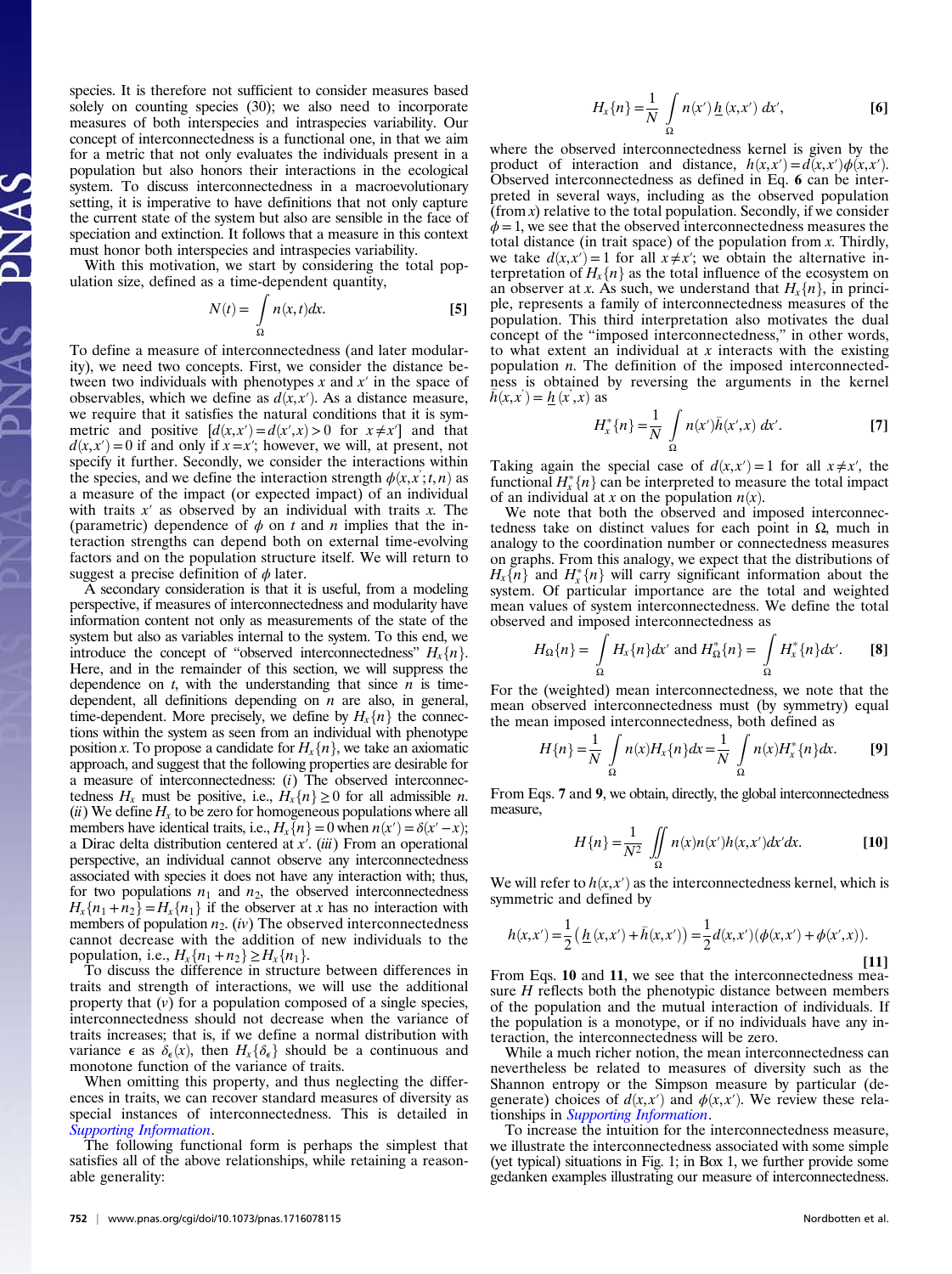species. It is therefore not sufficient to consider measures based solely on counting species (30); we also need to incorporate measures of both interspecies and intraspecies variability. Our concept of interconnectedness is a functional one, in that we aim for a metric that not only evaluates the individuals present in a population but also honors their interactions in the ecological system. To discuss interconnectedness in a macroevolutionary setting, it is imperative to have definitions that not only capture the current state of the system but also are sensible in the face of speciation and extinction. It follows that a measure in this context must honor both interspecies and intraspecies variability.

With this motivation, we start by considering the total population size, defined as a time-dependent quantity,

$$N(t) = \int_\Omega n(x,t)dx. \qquad [5]$$

To define a measure of interconnectedness (and later modularity), we need two concepts. First, we consider the distance between two individuals with phenotypes $x$ and $x'$ in the space of observables, which we define as $d(x,x')$. As a distance measure, we require that it satisfies the natural conditions that it is symmetric and positive $[d(x,x')=d(x',x)>0$ for $x\neq x']$ and that $d(x,x')=0$ if and only if $x=x'$; however, we will, at present, not specify it further. Secondly, we consider the interactions within the species, and we define the interaction strength $\phi(x,x';t,n)$ as a measure of the impact (or expected impact) of an individual with traits $x'$ as observed by an individual with traits $x$. The (parametric) dependence of $\phi$ on $t$ and $n$ implies that the interaction strengths can depend both on external time-evolving factors and on the population structure itself. We will return to suggest a precise definition of $\phi$ later.

A secondary consideration is that it is useful, from a modeling perspective, if measures of interconnectedness and modularity have information content not only as measurements of the state of the system but also as variables internal to the system. To this end, we introduce the concept of "observed interconnectedness" $H_x\{n\}$. Here, and in the remainder of this section, we will suppress the dependence on $t$, with the understanding that since $n$ is time-dependent, all definitions depending on $n$ are also, in general, time-dependent. More precisely, we define by $H_x\{n\}$ the connections within the system as seen from an individual with phenotype position $x$. To propose a candidate for $H_x\{n\}$, we take an axiomatic approach, and suggest that the following properties are desirable for a measure of interconnectedness: (*i*) The observed interconnectedness $H_x$ must be positive, i.e., $H_x\{n\}\geq 0$ for all admissible $n$. (*ii*) We define $H_x$ to be zero for homogeneous populations where all members have identical traits, i.e., $H_x\{n\}=0$ when $n(x')=\delta(x'-x)$; a Dirac delta distribution centered at $x'$. (*iii*) From an operational perspective, an individual cannot observe any interconnectedness associated with species it does not have any interaction with; thus, for two populations $n_1$ and $n_2$, the observed interconnectedness $H_x\{n_1+n_2\}=H_x\{n_1\}$ if the observer at $x$ has no interaction with members of population $n_2$. (*iv*) The observed interconnectedness cannot decrease with the addition of new individuals to the population, i.e., $H_x\{n_1+n_2\}\geq H_x\{n_1\}$.

To discuss the difference in structure between differences in traits and strength of interactions, we will use the additional property that (*v*) for a population composed of a single species, interconnectedness should not decrease when the variance of traits increases; that is, if we define a normal distribution with variance $\epsilon$ as $\delta_\epsilon(x)$, then $H_x\{\delta_\epsilon\}$ should be a continuous and monotone function of the variance of traits.

When omitting this property, and thus neglecting the differences in traits, we can recover standard measures of diversity as special instances of interconnectedness. This is detailed in *Supporting Information*.

The following functional form is perhaps the simplest that satisfies all of the above relationships, while retaining a reasonable generality:

$$H_x\{n\} = \frac{1}{N}\int_\Omega n(x')\,\underline{h}(x,x')\,dx', \qquad [6]$$

where the observed interconnectedness kernel is given by the product of interaction and distance, $\underline{h}(x,x')=d(x,x')\phi(x,x')$. Observed interconnectedness as defined in Eq. **6** can be interpreted in several ways, including as the observed population (from $x$) relative to the total population. Secondly, if we consider $\phi=1$, we see that the observed interconnectedness measures the total distance (in trait space) of the population from $x$. Thirdly, we take $d(x,x')=1$ for all $x\neq x'$; we obtain the alternative interpretation of $H_x\{n\}$ as the total influence of the ecosystem on an observer at $x$. As such, we understand that $H_x\{n\}$, in principle, represents a family of interconnectedness measures of the population. This third interpretation also motivates the dual concept of the "imposed interconnectedness," in other words, to what extent an individual at $x$ interacts with the existing population $n$. The definition of the imposed interconnectedness is obtained by reversing the arguments in the kernel $\bar{h}(x,x')=\underline{h}(x',x)$ as

$$H_x^*\{n\} = \frac{1}{N}\int_\Omega n(x')\bar{h}(x',x)\,dx'. \qquad [7]$$

Taking again the special case of $d(x,x')=1$ for all $x\neq x'$, the functional $H_x^*\{n\}$ can be interpreted to measure the total impact of an individual at $x$ on the population $n(x)$.

We note that both the observed and imposed interconnectedness take on distinct values for each point in $\Omega$, much in analogy to the coordination number or connectedness measures on graphs. From this analogy, we expect that the distributions of $H_x\{n\}$ and $H_x^*\{n\}$ will carry significant information about the system. Of particular importance are the total and weighted mean values of system interconnectedness. We define the total observed and imposed interconnectedness as

$$H_\Omega\{n\} = \int_\Omega H_x\{n\}dx' \text{ and } H_\Omega^*\{n\} = \int_\Omega H_x^*\{n\}dx'. \qquad [8]$$

For the (weighted) mean interconnectedness, we note that the mean observed interconnectedness must (by symmetry) equal the mean imposed interconnectedness, both defined as

$$H\{n\} = \frac{1}{N}\int_\Omega n(x)H_x\{n\}dx = \frac{1}{N}\int_\Omega n(x)H_x^*\{n\}dx. \qquad [9]$$

From Eqs. **7** and **9**, we obtain, directly, the global interconnectedness measure,

$$H\{n\} = \frac{1}{N^2}\iint_\Omega n(x)n(x')h(x,x')dx'dx. \qquad [10]$$

We will refer to $h(x,x')$ as the interconnectedness kernel, which is symmetric and defined by

$$h(x,x') = \frac{1}{2}\left(\underline{h}(x,x')+\bar{h}(x,x')\right) = \frac{1}{2}d(x,x')(\phi(x,x')+\phi(x',x)). \qquad [11]$$

From Eqs. **10** and **11**, we see that the interconnectedness measure $H$ reflects both the phenotypic distance between members of the population and the mutual interaction of individuals. If the population is a monotype, or if no individuals have any interaction, the interconnectedness will be zero.

While a much richer notion, the mean interconnectedness can nevertheless be related to measures of diversity such as the Shannon entropy or the Simpson measure by particular (degenerate) choices of $d(x,x')$ and $\phi(x,x')$. We review these relationships in *Supporting Information*.

To increase the intuition for the interconnectedness measure, we illustrate the interconnectedness associated with some simple (yet typical) situations in Fig. 1; in Box 1, we further provide some gedanken examples illustrating our measure of interconnectedness.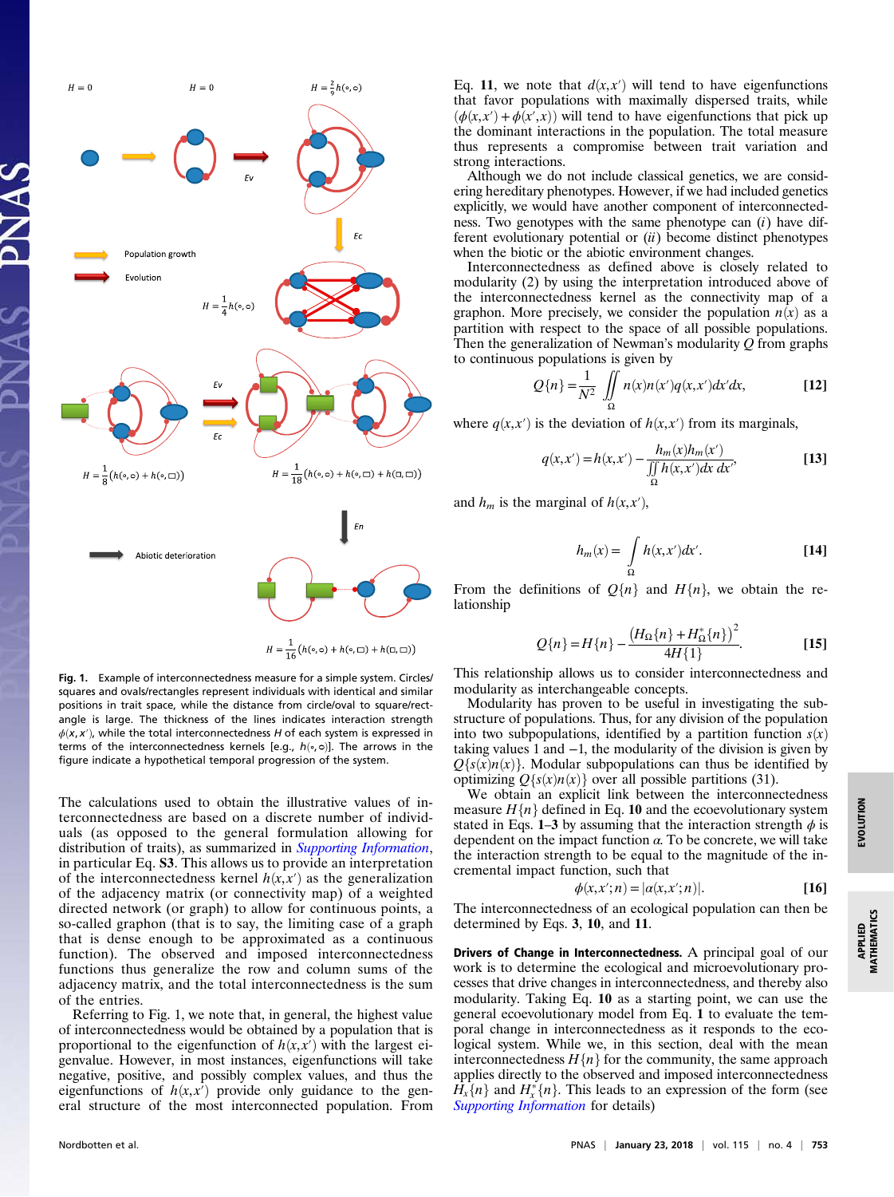Fig. 1. Example of interconnectedness measure for a simple system. Circles/squares and ovals/rectangles represent individuals with identical and similar positions in trait space, while the distance from circle/oval to square/rectangle is large. The thickness of the lines indicates interaction strength $\phi(x,x')$, while the total interconnectedness $H$ of each system is expressed in terms of the interconnectedness kernels [e.g., $h(\circ,\circ)$]. The arrows in the figure indicate a hypothetical temporal progression of the system.

The calculations used to obtain the illustrative values of interconnectedness are based on a discrete number of individuals (as opposed to the general formulation allowing for distribution of traits), as summarized in *Supporting Information*, in particular Eq. **S3**. This allows us to provide an interpretation of the interconnectedness kernel $h(x,x')$ as the generalization of the adjacency matrix (or connectivity map) of a weighted directed network (or graph) to allow for continuous points, a so-called graphon (that is to say, the limiting case of a graph that is dense enough to be approximated as a continuous function). The observed and imposed interconnectedness functions thus generalize the row and column sums of the adjacency matrix, and the total interconnectedness is the sum of the entries.

Referring to Fig. 1, we note that, in general, the highest value of interconnectedness would be obtained by a population that is proportional to the eigenfunction of $h(x,x')$ with the largest eigenvalue. However, in most instances, eigenfunctions will take negative, positive, and possibly complex values, and thus the eigenfunctions of $h(x,x')$ provide only guidance to the general structure of the most interconnected population. From Eq. **11**, we note that $d(x,x')$ will tend to have eigenfunctions that favor populations with maximally dispersed traits, while $(\phi(x,x')+\phi(x',x))$ will tend to have eigenfunctions that pick up the dominant interactions in the population. The total measure thus represents a compromise between trait variation and strong interactions.

Although we do not include classical genetics, we are considering hereditary phenotypes. However, if we had included genetics explicitly, we would have another component of interconnectedness. Two genotypes with the same phenotype can (*i*) have different evolutionary potential or (*ii*) become distinct phenotypes when the biotic or the abiotic environment changes.

Interconnectedness as defined above is closely related to modularity (2) by using the interpretation introduced above of the interconnectedness kernel as the connectivity map of a graphon. More precisely, we consider the population $n(x)$ as a partition with respect to the space of all possible populations. Then the generalization of Newman's modularity $Q$ from graphs to continuous populations is given by

$$Q\{n\} = \frac{1}{N^2}\iint_{\Omega} n(x)n(x')q(x,x')dx'dx, \qquad [12]$$

where $q(x,x')$ is the deviation of $h(x,x')$ from its marginals,

$$q(x,x') = h(x,x') - \frac{h_m(x)h_m(x')}{\iint_{\Omega} h(x,x')dx\,dx'}, \qquad [13]$$

and $h_m$ is the marginal of $h(x,x')$,

$$h_m(x) = \int_{\Omega} h(x,x')dx'. \qquad [14]$$

From the definitions of $Q\{n\}$ and $H\{n\}$, we obtain the relationship

$$Q\{n\} = H\{n\} - \frac{\left(H_{\Omega}\{n\} + H_{\Omega}^{*}\{n\}\right)^2}{4H\{1\}}. \qquad [15]$$

This relationship allows us to consider interconnectedness and modularity as interchangeable concepts.

Modularity has proven to be useful in investigating the substructure of populations. Thus, for any division of the population into two subpopulations, identified by a partition function $s(x)$ taking values 1 and $-1$, the modularity of the division is given by $Q\{s(x)n(x)\}$. Modular subpopulations can thus be identified by optimizing $Q\{s(x)n(x)\}$ over all possible partitions (31).

We obtain an explicit link between the interconnectedness measure $H\{n\}$ defined in Eq. **10** and the ecoevolutionary system stated in Eqs. **1**–**3** by assuming that the interaction strength $\phi$ is dependent on the impact function $\alpha$. To be concrete, we will take the interaction strength to be equal to the magnitude of the incremental impact function, such that

$$\phi(x,x';n) = |\alpha(x,x';n)|. \qquad [16]$$

The interconnectedness of an ecological population can then be determined by Eqs. **3**, **10**, and **11**.

**Drivers of Change in Interconnectedness.** A principal goal of our work is to determine the ecological and microevolutionary processes that drive changes in interconnectedness, and thereby also modularity. Taking Eq. **10** as a starting point, we can use the general ecoevolutionary model from Eq. **1** to evaluate the temporal change in interconnectedness as it responds to the ecological system. While we, in this section, deal with the mean interconnectedness $H\{n\}$ for the community, the same approach applies directly to the observed and imposed interconnectedness $H_x\{n\}$ and $H_x^{*}\{n\}$. This leads to an expression of the form (see *Supporting Information* for details)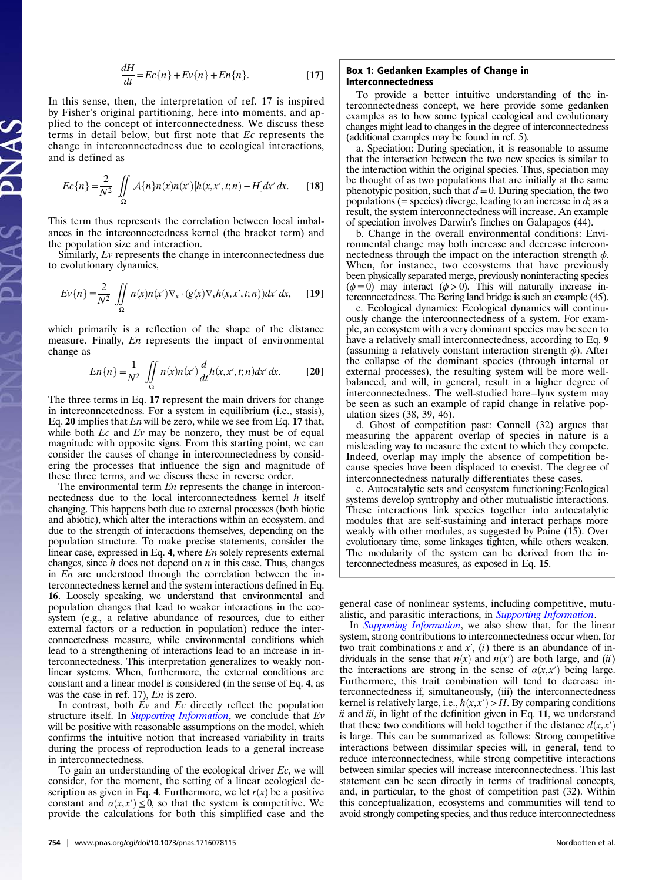$$\frac{dH}{dt} = Ec\{n\} + Ev\{n\} + En\{n\}. \qquad [17]$$

In this sense, then, the interpretation of ref. 17 is inspired by Fisher's original partitioning, here into moments, and applied to the concept of interconnectedness. We discuss these terms in detail below, but first note that $Ec$ represents the change in interconnectedness due to ecological interactions, and is defined as

$$Ec\{n\} = \frac{2}{N^2} \iint_\Omega \mathcal{A}\{n\} n(x) n(x') [h(x,x',t;n) - H] dx' \, dx. \qquad [18]$$

This term thus represents the correlation between local imbalances in the interconnectedness kernel (the bracket term) and the population size and interaction.

Similarly, $Ev$ represents the change in interconnectedness due to evolutionary dynamics,

$$Ev\{n\} = \frac{2}{N^2} \iint_\Omega n(x) n(x') \nabla_x \cdot (g(x) \nabla_x h(x,x',t;n)) dx' \, dx, \qquad [19]$$

which primarily is a reflection of the shape of the distance measure. Finally, $En$ represents the impact of environmental change as

$$En\{n\} = \frac{1}{N^2} \iint_\Omega n(x) n(x') \frac{d}{dt} h(x,x',t;n) dx' \, dx. \qquad [20]$$

The three terms in Eq. **17** represent the main drivers for change in interconnectedness. For a system in equilibrium (i.e., stasis), Eq. **20** implies that $En$ will be zero, while we see from Eq. **17** that, while both $Ec$ and $Ev$ may be nonzero, they must be of equal magnitude with opposite signs. From this starting point, we can consider the causes of change in interconnectedness by considering the processes that influence the sign and magnitude of these three terms, and we discuss these in reverse order.

The environmental term $En$ represents the change in interconnectedness due to the local interconnectedness kernel $h$ itself changing. This happens both due to external processes (both biotic and abiotic), which alter the interactions within an ecosystem, and due to the strength of the interactions themselves, depending on the population structure. To make precise statements, consider the linear case, expressed in Eq. **4**, where $En$ solely represents external changes, since $h$ does not depend on $n$ in this case. Thus, changes in $En$ are understood through the correlation between the interconnectedness kernel and the system interactions defined in Eq. **16**. Loosely speaking, we understand that environmental and population changes that lead to weaker interactions in the ecosystem (e.g., a relative abundance of resources, due to either external factors or a reduction in population) reduce the interconnectedness measure, while environmental conditions which lead to a strengthening of interactions lead to an increase in interconnectedness. This interpretation generalizes to weakly nonlinear systems. When, furthermore, the external conditions are constant and a linear model is considered (in the sense of Eq. **4**, as was the case in ref. 17), $En$ is zero.

In contrast, both $Ev$ and $Ec$ directly reflect the population structure itself. In *Supporting Information*, we conclude that $Ev$ will be positive with reasonable assumptions on the model, which confirms the intuitive notion that increased variability in traits during the process of reproduction leads to a general increase in interconnectedness.

To gain an understanding of the ecological driver $Ec$, we will consider, for the moment, the setting of a linear ecological description as given in Eq. **4**. Furthermore, we let $r(x)$ be a positive constant and $\alpha(x,x') \leq 0$, so that the system is competitive. We provide the calculations for both this simplified case and the general case of nonlinear systems, including competitive, mutualistic, and parasitic interactions, in *Supporting Information*.

In *Supporting Information*, we also show that, for the linear system, strong contributions to interconnectedness occur when, for two trait combinations $x$ and $x'$, ($i$) there is an abundance of individuals in the sense that $n(x)$ and $n(x')$ are both large, and ($ii$) the interactions are strong in the sense of $\alpha(x,x')$ being large. Furthermore, this trait combination will tend to decrease interconnectedness if, simultaneously, (iii) the interconnectedness kernel is relatively large, i.e., $h(x,x') > H$. By comparing conditions $ii$ and $iii$, in light of the definition given in Eq. **11**, we understand that these two conditions will hold together if the distance $d(x,x')$ is large. This can be summarized as follows: Strong competitive interactions between dissimilar species will, in general, tend to reduce interconnectedness, while strong competitive interactions between similar species will increase interconnectedness. This last statement can be seen directly in terms of traditional concepts, and, in particular, to the ghost of competition past (32). Within this conceptualization, ecosystems and communities will tend to avoid strongly competing species, and thus reduce interconnectedness

---

**Box 1: Gedanken Examples of Change in Interconnectedness**

To provide a better intuitive understanding of the interconnectedness concept, we here provide some gedanken examples as to how some typical ecological and evolutionary changes might lead to changes in the degree of interconnectedness (additional examples may be found in ref. 5).

a. Speciation: During speciation, it is reasonable to assume that the interaction between the two new species is similar to the interaction within the original species. Thus, speciation may be thought of as two populations that are initially at the same phenotypic position, such that $d = 0$. During speciation, the two populations (= species) diverge, leading to an increase in $d$; as a result, the system interconnectedness will increase. An example of speciation involves Darwin's finches on Galapagos (44).

b. Change in the overall environmental conditions: Environmental change may both increase and decrease interconnectedness through the impact on the interaction strength $\phi$. When, for instance, two ecosystems that have previously been physically separated merge, previously noninteracting species ($\phi = 0$) may interact ($\phi > 0$). This will naturally increase interconnectedness. The Bering land bridge is such an example (45).

c. Ecological dynamics: Ecological dynamics will continuously change the interconnectedness of a system. For example, an ecosystem with a very dominant species may be seen to have a relatively small interconnectedness, according to Eq. **9** (assuming a relatively constant interaction strength $\phi$). After the collapse of the dominant species (through internal or external processes), the resulting system will be more well-balanced, and will, in general, result in a higher degree of interconnectedness. The well-studied hare−lynx system may be seen as such an example of rapid change in relative population sizes (38, 39, 46).

d. Ghost of competition past: Connell (32) argues that measuring the apparent overlap of species in nature is a misleading way to measure the extent to which they compete. Indeed, overlap may imply the absence of competition because species have been displaced to coexist. The degree of interconnectedness naturally differentiates these cases.

e. Autocatalytic sets and ecosystem functioning:Ecological systems develop syntrophy and other mutualistic interactions. These interactions link species together into autocatalytic modules that are self-sustaining and interact perhaps more weakly with other modules, as suggested by Paine (15). Over evolutionary time, some linkages tighten, while others weaken. The modularity of the system can be derived from the interconnectedness measures, as exposed in Eq. **15**.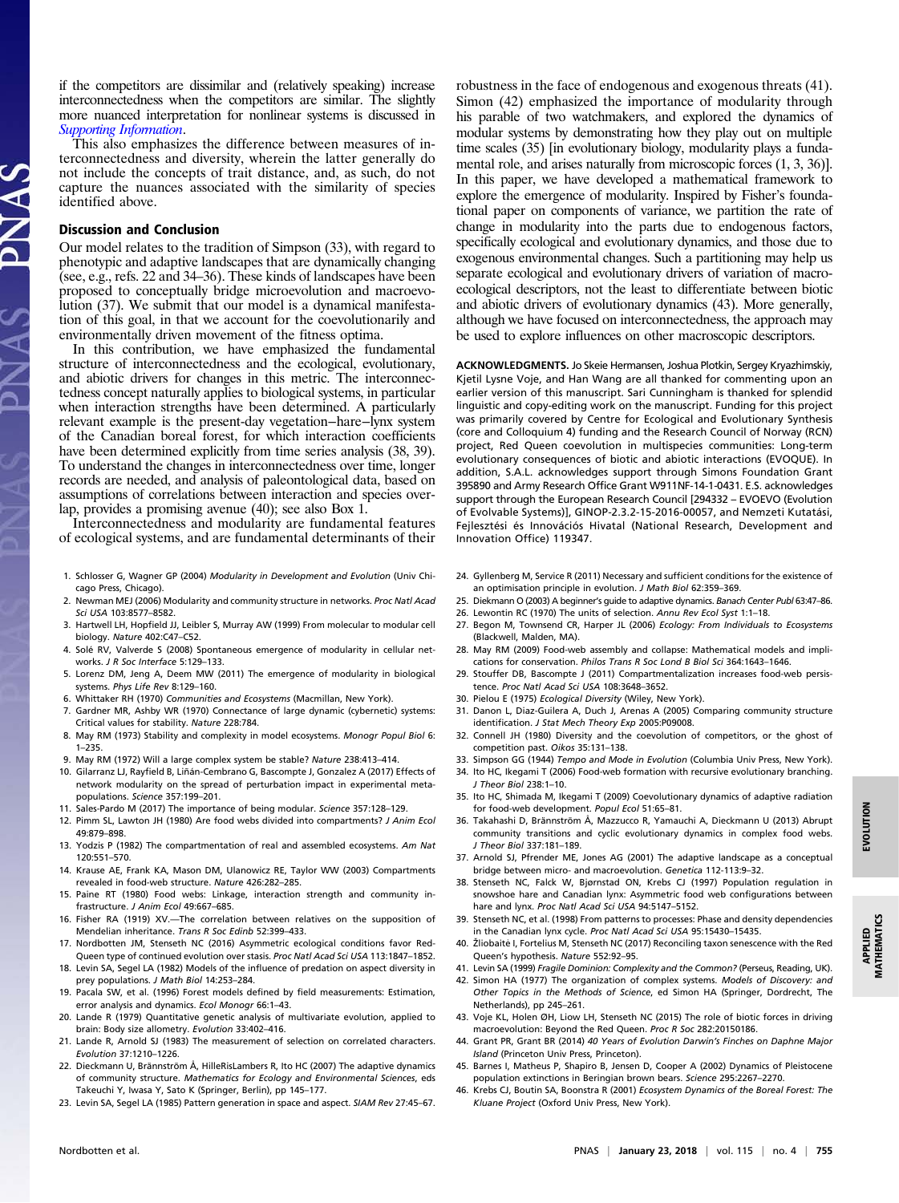if the competitors are dissimilar and (relatively speaking) increase interconnectedness when the competitors are similar. The slightly more nuanced interpretation for nonlinear systems is discussed in *Supporting Information*.

This also emphasizes the difference between measures of interconnectedness and diversity, wherein the latter generally do not include the concepts of trait distance, and, as such, do not capture the nuances associated with the similarity of species identified above.

## Discussion and Conclusion

Our model relates to the tradition of Simpson (33), with regard to phenotypic and adaptive landscapes that are dynamically changing (see, e.g., refs. 22 and 34–36). These kinds of landscapes have been proposed to conceptually bridge microevolution and macroevolution (37). We submit that our model is a dynamical manifestation of this goal, in that we account for the coevolutionarily and environmentally driven movement of the fitness optima.

In this contribution, we have emphasized the fundamental structure of interconnectedness and the ecological, evolutionary, and abiotic drivers for changes in this metric. The interconnectedness concept naturally applies to biological systems, in particular when interaction strengths have been determined. A particularly relevant example is the present-day vegetation−hare−lynx system of the Canadian boreal forest, for which interaction coefficients have been determined explicitly from time series analysis (38, 39). To understand the changes in interconnectedness over time, longer records are needed, and analysis of paleontological data, based on assumptions of correlations between interaction and species overlap, provides a promising avenue (40); see also Box 1.

Interconnectedness and modularity are fundamental features of ecological systems, and are fundamental determinants of their robustness in the face of endogenous and exogenous threats (41). Simon (42) emphasized the importance of modularity through his parable of two watchmakers, and explored the dynamics of modular systems by demonstrating how they play out on multiple time scales (35) [in evolutionary biology, modularity plays a fundamental role, and arises naturally from microscopic forces (1, 3, 36)]. In this paper, we have developed a mathematical framework to explore the emergence of modularity. Inspired by Fisher's foundational paper on components of variance, we partition the rate of change in modularity into the parts due to endogenous factors, specifically ecological and evolutionary dynamics, and those due to exogenous environmental changes. Such a partitioning may help us separate ecological and evolutionary drivers of variation of macroecological descriptors, not the least to differentiate between biotic and abiotic drivers of evolutionary dynamics (43). More generally, although we have focused on interconnectedness, the approach may be used to explore influences on other macroscopic descriptors.

**ACKNOWLEDGMENTS.** Jo Skeie Hermansen, Joshua Plotkin, Sergey Kryazhimskiy, Kjetil Lysne Voje, and Han Wang are all thanked for commenting upon an earlier version of this manuscript. Sari Cunningham is thanked for splendid linguistic and copy-editing work on the manuscript. Funding for this project was primarily covered by Centre for Ecological and Evolutionary Synthesis (core and Colloquium 4) funding and the Research Council of Norway (RCN) project, Red Queen coevolution in multispecies communities: Long-term evolutionary consequences of biotic and abiotic interactions (EVOQUE). In addition, S.A.L. acknowledges support through Simons Foundation Grant 395890 and Army Research Office Grant W911NF-14-1-0431. E.S. acknowledges support through the European Research Council [294332 – EVOEVO (Evolution of Evolvable Systems)], GINOP-2.3.2-15-2016-00057, and Nemzeti Kutatási, Fejlesztési és Innovációs Hivatal (National Research, Development and Innovation Office) 119347.

1. Schlosser G, Wagner GP (2004) *Modularity in Development and Evolution* (Univ Chicago Press, Chicago).
2. Newman MEJ (2006) Modularity and community structure in networks. *Proc Natl Acad Sci USA* 103:8577–8582.
3. Hartwell LH, Hopfield JJ, Leibler S, Murray AW (1999) From molecular to modular cell biology. *Nature* 402:C47–C52.
4. Solé RV, Valverde S (2008) Spontaneous emergence of modularity in cellular networks. *J R Soc Interface* 5:129–133.
5. Lorenz DM, Jeng A, Deem MW (2011) The emergence of modularity in biological systems. *Phys Life Rev* 8:129–160.
6. Whittaker RH (1970) *Communities and Ecosystems* (Macmillan, New York).
7. Gardner MR, Ashby WR (1970) Connectance of large dynamic (cybernetic) systems: Critical values for stability. *Nature* 228:784.
8. May RM (1973) Stability and complexity in model ecosystems. *Monogr Popul Biol* 6: 1–235.
9. May RM (1972) Will a large complex system be stable? *Nature* 238:413–414.
10. Gilarranz LJ, Rayfield B, Liñán-Cembrano G, Bascompte J, Gonzalez A (2017) Effects of network modularity on the spread of perturbation impact in experimental metapopulations. *Science* 357:199–201.
11. Sales-Pardo M (2017) The importance of being modular. *Science* 357:128–129.
12. Pimm SL, Lawton JH (1980) Are food webs divided into compartments? *J Anim Ecol* 49:879–898.
13. Yodzis P (1982) The compartmentation of real and assembled ecosystems. *Am Nat* 120:551–570.
14. Krause AE, Frank KA, Mason DM, Ulanowicz RE, Taylor WW (2003) Compartments revealed in food-web structure. *Nature* 426:282–285.
15. Paine RT (1980) Food webs: Linkage, interaction strength and community infrastructure. *J Anim Ecol* 49:667–685.
16. Fisher RA (1919) XV.—The correlation between relatives on the supposition of Mendelian inheritance. *Trans R Soc Edinb* 52:399–433.
17. Nordbotten JM, Stenseth NC (2016) Asymmetric ecological conditions favor Red-Queen type of continued evolution over stasis. *Proc Natl Acad Sci USA* 113:1847–1852.
18. Levin SA, Segel LA (1982) Models of the influence of predation on aspect diversity in prey populations. *J Math Biol* 14:253–284.
19. Pacala SW, et al. (1996) Forest models defined by field measurements: Estimation, error analysis and dynamics. *Ecol Monogr* 66:1–43.
20. Lande R (1979) Quantitative genetic analysis of multivariate evolution, applied to brain: Body size allometry. *Evolution* 33:402–416.
21. Lande R, Arnold SJ (1983) The measurement of selection on correlated characters. *Evolution* 37:1210–1226.
22. Dieckmann U, Brännström Å, HilleRisLambers R, Ito HC (2007) The adaptive dynamics of community structure. *Mathematics for Ecology and Environmental Sciences*, eds Takeuchi Y, Iwasa Y, Sato K (Springer, Berlin), pp 145–177.
23. Levin SA, Segel LA (1985) Pattern generation in space and aspect. *SIAM Rev* 27:45–67.
24. Gyllenberg M, Service R (2011) Necessary and sufficient conditions for the existence of an optimisation principle in evolution. *J Math Biol* 62:359–369.
25. Diekmann O (2003) A beginner's guide to adaptive dynamics. *Banach Center Publ* 63:47–86.
26. Lewontin RC (1970) The units of selection. *Annu Rev Ecol Syst* 1:1–18.
27. Begon M, Townsend CR, Harper JL (2006) *Ecology: From Individuals to Ecosystems* (Blackwell, Malden, MA).
28. May RM (2009) Food-web assembly and collapse: Mathematical models and implications for conservation. *Philos Trans R Soc Lond B Biol Sci* 364:1643–1646.
29. Stouffer DB, Bascompte J (2011) Compartmentalization increases food-web persistence. *Proc Natl Acad Sci USA* 108:3648–3652.
30. Pielou E (1975) *Ecological Diversity* (Wiley, New York).
31. Danon L, Diaz-Guilera A, Duch J, Arenas A (2005) Comparing community structure identification. *J Stat Mech Theory Exp* 2005:P09008.
32. Connell JH (1980) Diversity and the coevolution of competitors, or the ghost of competition past. *Oikos* 35:131–138.
33. Simpson GG (1944) *Tempo and Mode in Evolution* (Columbia Univ Press, New York).
34. Ito HC, Ikegami T (2006) Food-web formation with recursive evolutionary branching. *J Theor Biol* 238:1–10.
35. Ito HC, Shimada M, Ikegami T (2009) Coevolutionary dynamics of adaptive radiation for food-web development. *Popul Ecol* 51:65–81.
36. Takahashi D, Brännström Å, Mazzucco R, Yamauchi A, Dieckmann U (2013) Abrupt community transitions and cyclic evolutionary dynamics in complex food webs. *J Theor Biol* 337:181–189.
37. Arnold SJ, Pfrender ME, Jones AG (2001) The adaptive landscape as a conceptual bridge between micro- and macroevolution. *Genetica* 112-113:9–32.
38. Stenseth NC, Falck W, Bjørnstad ON, Krebs CJ (1997) Population regulation in snowshoe hare and Canadian lynx: Asymmetric food web configurations between hare and lynx. *Proc Natl Acad Sci USA* 94:5147–5152.
39. Stenseth NC, et al. (1998) From patterns to processes: Phase and density dependencies in the Canadian lynx cycle. *Proc Natl Acad Sci USA* 95:15430–15435.
40. Žliobaitė I, Fortelius M, Stenseth NC (2017) Reconciling taxon senescence with the Red Queen's hypothesis. *Nature* 552:92–95.
41. Levin SA (1999) *Fragile Dominion: Complexity and the Common?* (Perseus, Reading, UK).
42. Simon HA (1977) The organization of complex systems. *Models of Discovery: and Other Topics in the Methods of Science*, ed Simon HA (Springer, Dordrecht, The Netherlands), pp 245–261.
43. Voje KL, Holen ØH, Liow LH, Stenseth NC (2015) The role of biotic forces in driving macroevolution: Beyond the Red Queen. *Proc R Soc* 282:20150186.
44. Grant PR, Grant BR (2014) *40 Years of Evolution Darwin's Finches on Daphne Major Island* (Princeton Univ Press, Princeton).
45. Barnes I, Matheus P, Shapiro B, Jensen D, Cooper A (2002) Dynamics of Pleistocene population extinctions in Beringian brown bears. *Science* 295:2267–2270.
46. Krebs CJ, Boutin SA, Boonstra R (2001) *Ecosystem Dynamics of the Boreal Forest: The Kluane Project* (Oxford Univ Press, New York).